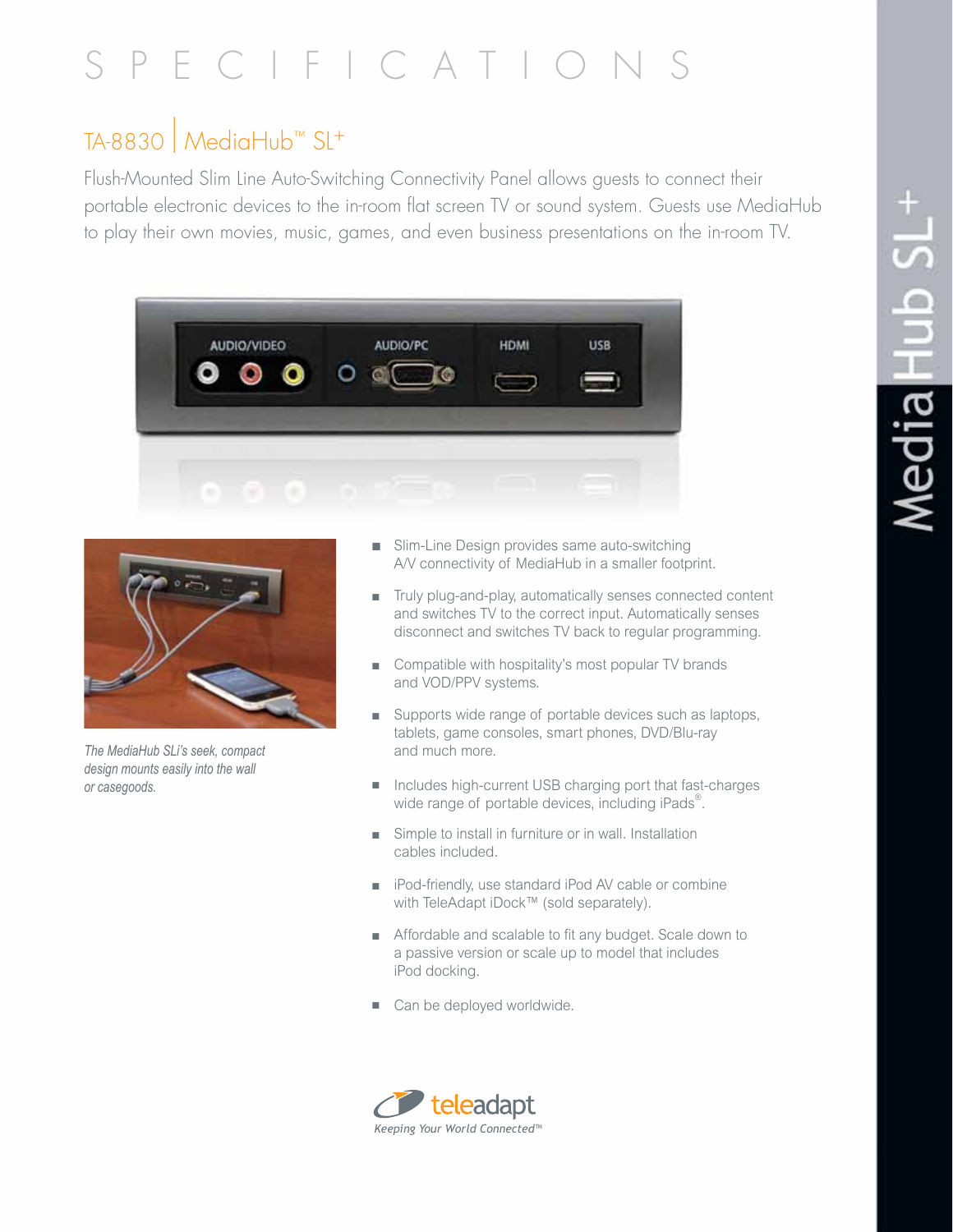# SPECIFICATIONS

## TA-8830 | MediaHub™ SL+

Flush-Mounted Slim Line Auto-Switching Connectivity Panel allows guests to connect their portable electronic devices to the in-room flat screen TV or sound system. Guests use MediaHub to play their own movies, music, games, and even business presentations on the in-room TV.

*The MediaHub SLi's seek, compact design mounts easily into the wall or casegoods.*

- Slim-Line Design provides same auto-switching A/V connectivity of MediaHub in a smaller footprint.
- Truly plug-and-play, automatically senses connected content and switches TV to the correct input. Automatically senses disconnect and switches TV back to regular programming.
- Compatible with hospitality's most popular TV brands and VOD/PPV systems.
- Supports wide range of portable devices such as laptops, tablets, game consoles, smart phones, DVD/Blu-ray and much more.
- Includes high-current USB charging port that fast-charges wide range of portable devices, including iPads®.
- Simple to install in furniture or in wall. Installation cables included.
- iPod-friendly, use standard iPod AV cable or combine with TeleAdapt iDock™ (sold separately).
- Affordable and scalable to fit any budget. Scale down to a passive version or scale up to model that includes iPod docking.
- Can be deployed worldwide.

teleadapt
*Keeping Your World Connected™*

MediaHub SL+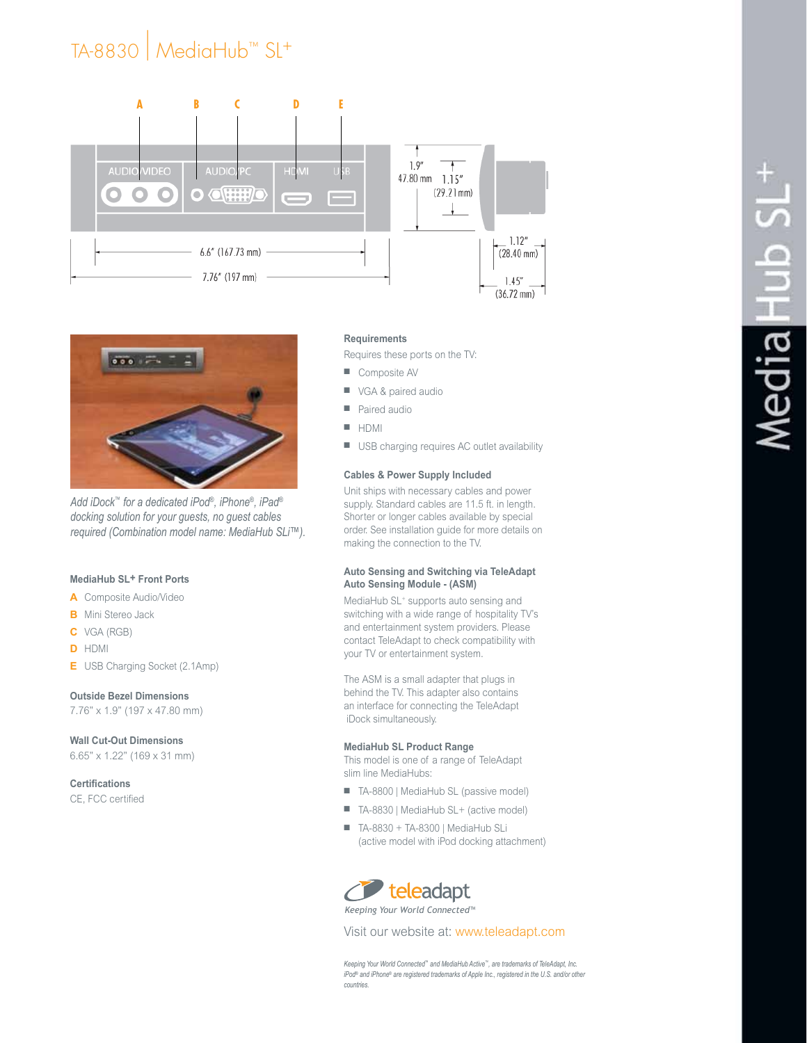# TA-8830 | MediaHub™ SL+

A B C D E

AUDIO/VIDEO AUDIO/PC HDMI USB

6.6" (167.73 mm)

7.76" (197 mm)

1.9" 47.80 mm

1.15" (29.21 mm)

1.12" (28.40 mm)

1.45" (36.72 mm)

*Add iDock™ for a dedicated iPod®, iPhone®, iPad® docking solution for your guests, no guest cables required (Combination model name: MediaHub SLi™).*

**MediaHub SL+ Front Ports**

- **A** Composite Audio/Video
- **B** Mini Stereo Jack
- **C** VGA (RGB)
- **D** HDMI
- **E** USB Charging Socket (2.1Amp)

**Outside Bezel Dimensions**

7.76" x 1.9" (197 x 47.80 mm)

**Wall Cut-Out Dimensions**

6.65" x 1.22" (169 x 31 mm)

**Certifications**

CE, FCC certified

**Requirements**

Requires these ports on the TV:

- Composite AV
- VGA & paired audio
- Paired audio
- HDMI
- USB charging requires AC outlet availability

**Cables & Power Supply Included**

Unit ships with necessary cables and power supply. Standard cables are 11.5 ft. in length. Shorter or longer cables available by special order. See installation guide for more details on making the connection to the TV.

**Auto Sensing and Switching via TeleAdapt Auto Sensing Module - (ASM)**

MediaHub SL+ supports auto sensing and switching with a wide range of hospitality TV's and entertainment system providers. Please contact TeleAdapt to check compatibility with your TV or entertainment system.

The ASM is a small adapter that plugs in behind the TV. This adapter also contains an interface for connecting the TeleAdapt iDock simultaneously.

**MediaHub SL Product Range**

This model is one of a range of TeleAdapt slim line MediaHubs:

- TA-8800 | MediaHub SL (passive model)
- TA-8830 | MediaHub SL+ (active model)
- TA-8830 + TA-8300 | MediaHub SLi (active model with iPod docking attachment)

teleadapt

*Keeping Your World Connected™*

Visit our website at: www.teleadapt.com

*Keeping Your World Connected™ and MediaHub Active™, are trademarks of TeleAdapt, Inc. iPod® and iPhone® are registered trademarks of Apple Inc., registered in the U.S. and/or other countries.*

MediaHub SL+